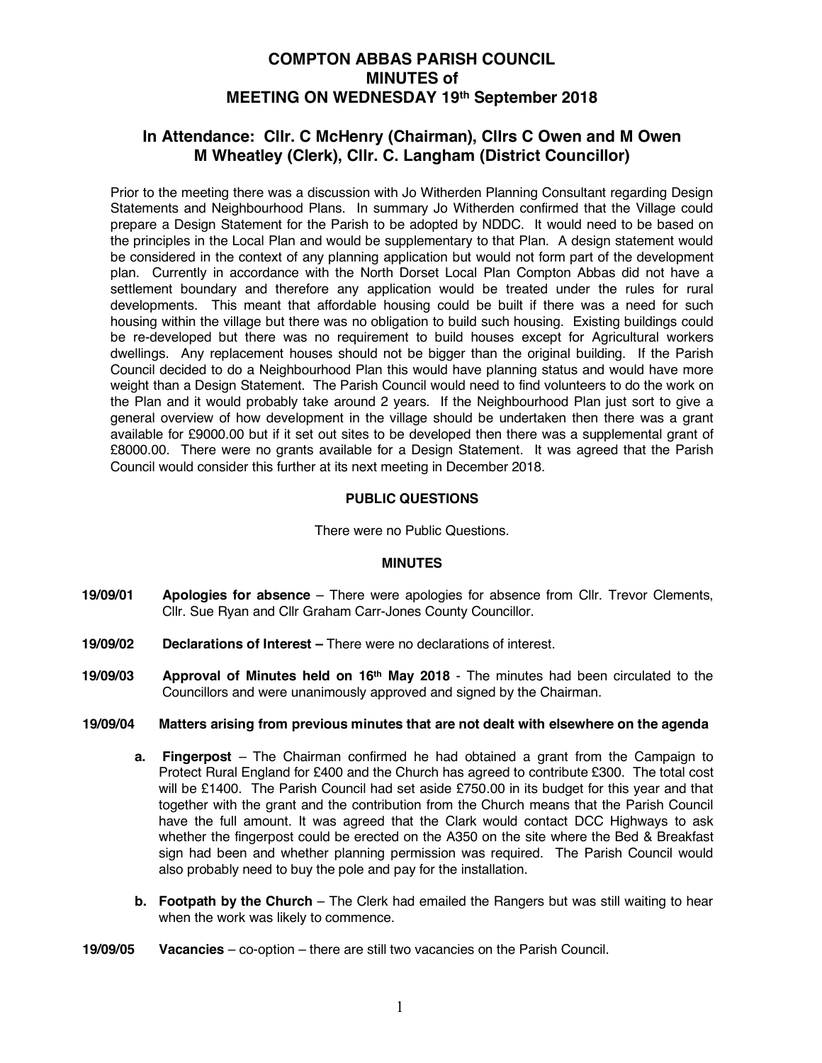# COMPTON ABBAS PARISH COUNCIL
# MINUTES of
# MEETING ON WEDNESDAY 19th September 2018

## In Attendance: Cllr. C McHenry (Chairman), Cllrs C Owen and M Owen M Wheatley (Clerk), Cllr. C. Langham (District Councillor)

Prior to the meeting there was a discussion with Jo Witherden Planning Consultant regarding Design Statements and Neighbourhood Plans. In summary Jo Witherden confirmed that the Village could prepare a Design Statement for the Parish to be adopted by NDDC. It would need to be based on the principles in the Local Plan and would be supplementary to that Plan. A design statement would be considered in the context of any planning application but would not form part of the development plan. Currently in accordance with the North Dorset Local Plan Compton Abbas did not have a settlement boundary and therefore any application would be treated under the rules for rural developments. This meant that affordable housing could be built if there was a need for such housing within the village but there was no obligation to build such housing. Existing buildings could be re-developed but there was no requirement to build houses except for Agricultural workers dwellings. Any replacement houses should not be bigger than the original building. If the Parish Council decided to do a Neighbourhood Plan this would have planning status and would have more weight than a Design Statement. The Parish Council would need to find volunteers to do the work on the Plan and it would probably take around 2 years. If the Neighbourhood Plan just sort to give a general overview of how development in the village should be undertaken then there was a grant available for £9000.00 but if it set out sites to be developed then there was a supplemental grant of £8000.00. There were no grants available for a Design Statement. It was agreed that the Parish Council would consider this further at its next meeting in December 2018.

### PUBLIC QUESTIONS

There were no Public Questions.

### MINUTES

**19/09/01** **Apologies for absence** – There were apologies for absence from Cllr. Trevor Clements, Cllr. Sue Ryan and Cllr Graham Carr-Jones County Councillor.

**19/09/02** **Declarations of Interest –** There were no declarations of interest.

**19/09/03** **Approval of Minutes held on 16th May 2018** - The minutes had been circulated to the Councillors and were unanimously approved and signed by the Chairman.

**19/09/04** **Matters arising from previous minutes that are not dealt with elsewhere on the agenda**

**a. Fingerpost** – The Chairman confirmed he had obtained a grant from the Campaign to Protect Rural England for £400 and the Church has agreed to contribute £300. The total cost will be £1400. The Parish Council had set aside £750.00 in its budget for this year and that together with the grant and the contribution from the Church means that the Parish Council have the full amount. It was agreed that the Clark would contact DCC Highways to ask whether the fingerpost could be erected on the A350 on the site where the Bed & Breakfast sign had been and whether planning permission was required. The Parish Council would also probably need to buy the pole and pay for the installation.

**b. Footpath by the Church** – The Clerk had emailed the Rangers but was still waiting to hear when the work was likely to commence.

**19/09/05** **Vacancies** – co-option – there are still two vacancies on the Parish Council.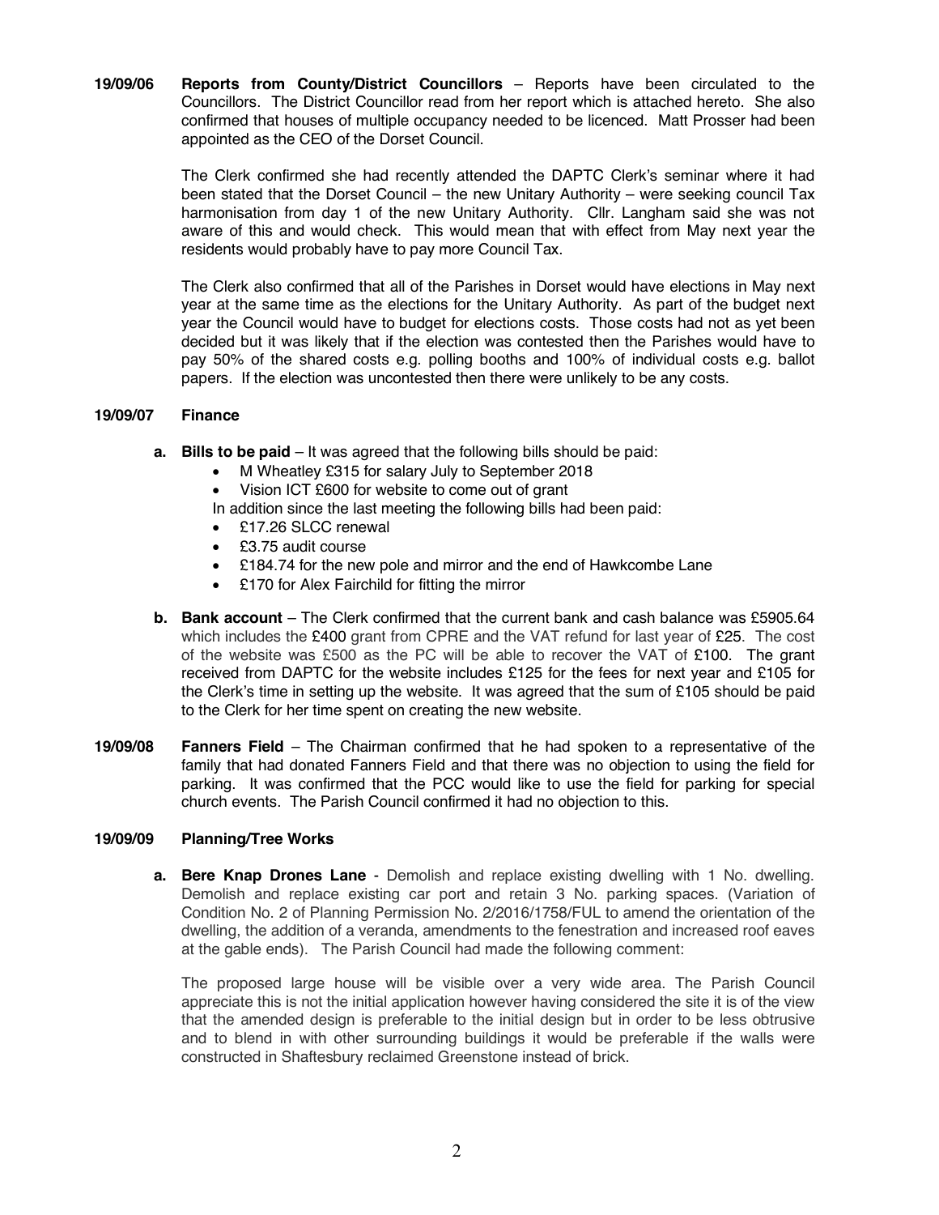**19/09/06 Reports from County/District Councillors** – Reports have been circulated to the Councillors. The District Councillor read from her report which is attached hereto. She also confirmed that houses of multiple occupancy needed to be licenced. Matt Prosser had been appointed as the CEO of the Dorset Council.

The Clerk confirmed she had recently attended the DAPTC Clerk's seminar where it had been stated that the Dorset Council – the new Unitary Authority – were seeking council Tax harmonisation from day 1 of the new Unitary Authority. Cllr. Langham said she was not aware of this and would check. This would mean that with effect from May next year the residents would probably have to pay more Council Tax.

The Clerk also confirmed that all of the Parishes in Dorset would have elections in May next year at the same time as the elections for the Unitary Authority. As part of the budget next year the Council would have to budget for elections costs. Those costs had not as yet been decided but it was likely that if the election was contested then the Parishes would have to pay 50% of the shared costs e.g. polling booths and 100% of individual costs e.g. ballot papers. If the election was uncontested then there were unlikely to be any costs.

**19/09/07 Finance**

**a. Bills to be paid** – It was agreed that the following bills should be paid:

- M Wheatley £315 for salary July to September 2018
- Vision ICT £600 for website to come out of grant

In addition since the last meeting the following bills had been paid:

- £17.26 SLCC renewal
- £3.75 audit course
- £184.74 for the new pole and mirror and the end of Hawkcombe Lane
- £170 for Alex Fairchild for fitting the mirror

**b. Bank account** – The Clerk confirmed that the current bank and cash balance was £5905.64 which includes the £400 grant from CPRE and the VAT refund for last year of £25. The cost of the website was £500 as the PC will be able to recover the VAT of £100. The grant received from DAPTC for the website includes £125 for the fees for next year and £105 for the Clerk's time in setting up the website. It was agreed that the sum of £105 should be paid to the Clerk for her time spent on creating the new website.

**19/09/08 Fanners Field** – The Chairman confirmed that he had spoken to a representative of the family that had donated Fanners Field and that there was no objection to using the field for parking. It was confirmed that the PCC would like to use the field for parking for special church events. The Parish Council confirmed it had no objection to this.

**19/09/09 Planning/Tree Works**

**a. Bere Knap Drones Lane** - Demolish and replace existing dwelling with 1 No. dwelling. Demolish and replace existing car port and retain 3 No. parking spaces. (Variation of Condition No. 2 of Planning Permission No. 2/2016/1758/FUL to amend the orientation of the dwelling, the addition of a veranda, amendments to the fenestration and increased roof eaves at the gable ends). The Parish Council had made the following comment:

The proposed large house will be visible over a very wide area. The Parish Council appreciate this is not the initial application however having considered the site it is of the view that the amended design is preferable to the initial design but in order to be less obtrusive and to blend in with other surrounding buildings it would be preferable if the walls were constructed in Shaftesbury reclaimed Greenstone instead of brick.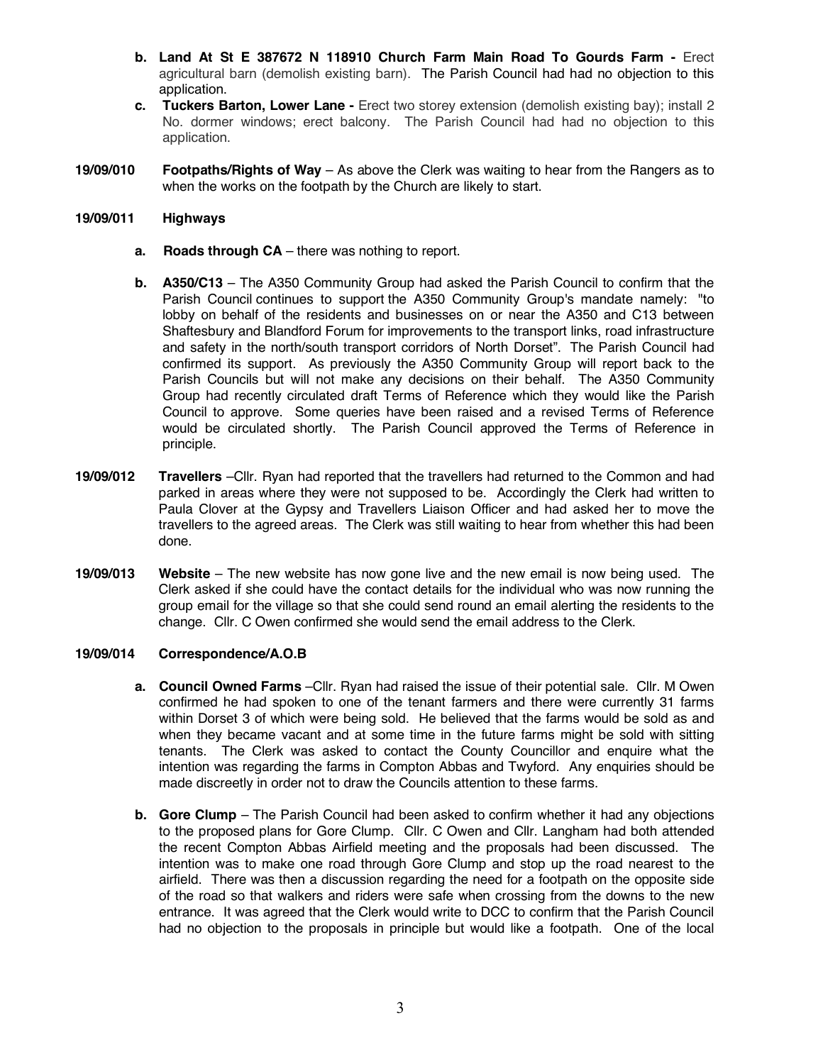b. **Land At St E 387672 N 118910 Church Farm Main Road To Gourds Farm -** Erect agricultural barn (demolish existing barn). The Parish Council had had no objection to this application.

c. **Tuckers Barton, Lower Lane -** Erect two storey extension (demolish existing bay); install 2 No. dormer windows; erect balcony. The Parish Council had had no objection to this application.

**19/09/010 Footpaths/Rights of Way** – As above the Clerk was waiting to hear from the Rangers as to when the works on the footpath by the Church are likely to start.

**19/09/011 Highways**

a. **Roads through CA** – there was nothing to report.

b. **A350/C13** – The A350 Community Group had asked the Parish Council to confirm that the Parish Council continues to support the A350 Community Group's mandate namely: "to lobby on behalf of the residents and businesses on or near the A350 and C13 between Shaftesbury and Blandford Forum for improvements to the transport links, road infrastructure and safety in the north/south transport corridors of North Dorset". The Parish Council had confirmed its support. As previously the A350 Community Group will report back to the Parish Councils but will not make any decisions on their behalf. The A350 Community Group had recently circulated draft Terms of Reference which they would like the Parish Council to approve. Some queries have been raised and a revised Terms of Reference would be circulated shortly. The Parish Council approved the Terms of Reference in principle.

**19/09/012 Travellers** –Cllr. Ryan had reported that the travellers had returned to the Common and had parked in areas where they were not supposed to be. Accordingly the Clerk had written to Paula Clover at the Gypsy and Travellers Liaison Officer and had asked her to move the travellers to the agreed areas. The Clerk was still waiting to hear from whether this had been done.

**19/09/013 Website** – The new website has now gone live and the new email is now being used. The Clerk asked if she could have the contact details for the individual who was now running the group email for the village so that she could send round an email alerting the residents to the change. Cllr. C Owen confirmed she would send the email address to the Clerk.

**19/09/014 Correspondence/A.O.B**

a. **Council Owned Farms** –Cllr. Ryan had raised the issue of their potential sale. Cllr. M Owen confirmed he had spoken to one of the tenant farmers and there were currently 31 farms within Dorset 3 of which were being sold. He believed that the farms would be sold as and when they became vacant and at some time in the future farms might be sold with sitting tenants. The Clerk was asked to contact the County Councillor and enquire what the intention was regarding the farms in Compton Abbas and Twyford. Any enquiries should be made discreetly in order not to draw the Councils attention to these farms.

b. **Gore Clump** – The Parish Council had been asked to confirm whether it had any objections to the proposed plans for Gore Clump. Cllr. C Owen and Cllr. Langham had both attended the recent Compton Abbas Airfield meeting and the proposals had been discussed. The intention was to make one road through Gore Clump and stop up the road nearest to the airfield. There was then a discussion regarding the need for a footpath on the opposite side of the road so that walkers and riders were safe when crossing from the downs to the new entrance. It was agreed that the Clerk would write to DCC to confirm that the Parish Council had no objection to the proposals in principle but would like a footpath. One of the local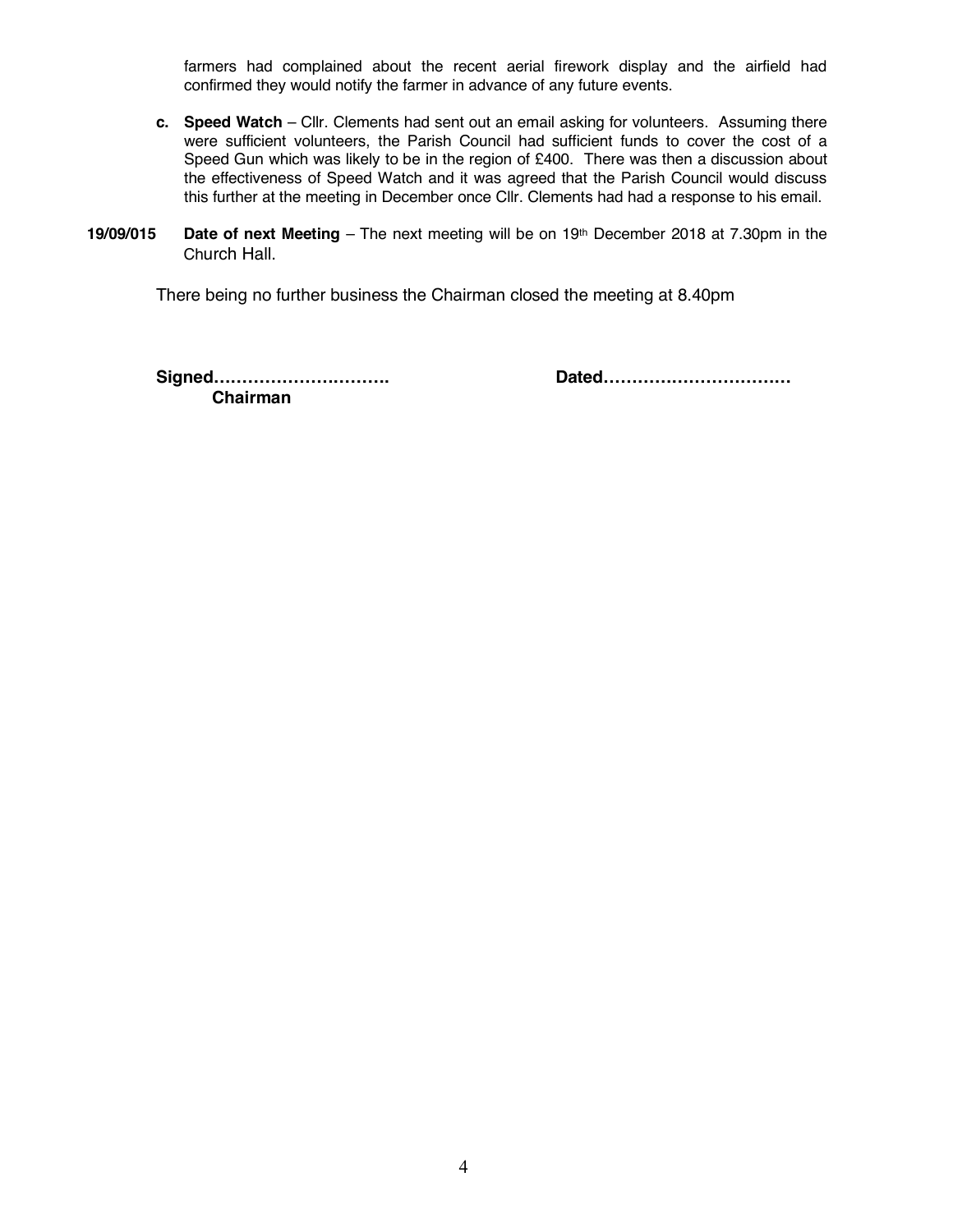farmers had complained about the recent aerial firework display and the airfield had confirmed they would notify the farmer in advance of any future events.

**c. Speed Watch** – Cllr. Clements had sent out an email asking for volunteers. Assuming there were sufficient volunteers, the Parish Council had sufficient funds to cover the cost of a Speed Gun which was likely to be in the region of £400. There was then a discussion about the effectiveness of Speed Watch and it was agreed that the Parish Council would discuss this further at the meeting in December once Cllr. Clements had had a response to his email.

**19/09/015** **Date of next Meeting** – The next meeting will be on 19th December 2018 at 7.30pm in the Church Hall.

There being no further business the Chairman closed the meeting at 8.40pm

**Signed…………………………. Dated……………………………**

**Chairman**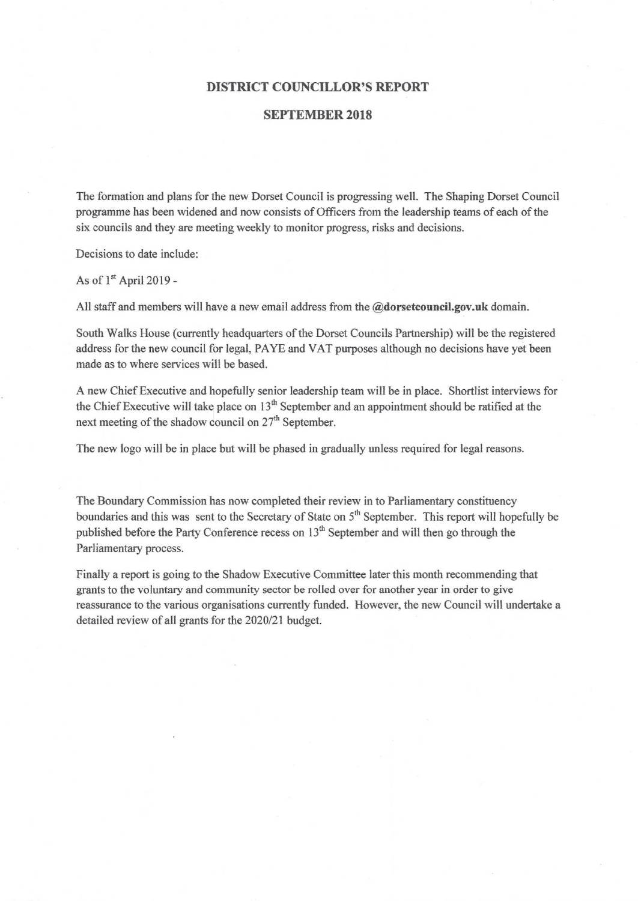# DISTRICT COUNCILLOR'S REPORT

## SEPTEMBER 2018

The formation and plans for the new Dorset Council is progressing well. The Shaping Dorset Council programme has been widened and now consists of Officers from the leadership teams of each of the six councils and they are meeting weekly to monitor progress, risks and decisions.

Decisions to date include:

As of 1st April 2019 -

All staff and members will have a new email address from the **@dorsetcouncil.gov.uk** domain.

South Walks House (currently headquarters of the Dorset Councils Partnership) will be the registered address for the new council for legal, PAYE and VAT purposes although no decisions have yet been made as to where services will be based.

A new Chief Executive and hopefully senior leadership team will be in place. Shortlist interviews for the Chief Executive will take place on 13th September and an appointment should be ratified at the next meeting of the shadow council on 27th September.

The new logo will be in place but will be phased in gradually unless required for legal reasons.

The Boundary Commission has now completed their review in to Parliamentary constituency boundaries and this was sent to the Secretary of State on 5th September. This report will hopefully be published before the Party Conference recess on 13th September and will then go through the Parliamentary process.

Finally a report is going to the Shadow Executive Committee later this month recommending that grants to the voluntary and community sector be rolled over for another year in order to give reassurance to the various organisations currently funded. However, the new Council will undertake a detailed review of all grants for the 2020/21 budget.